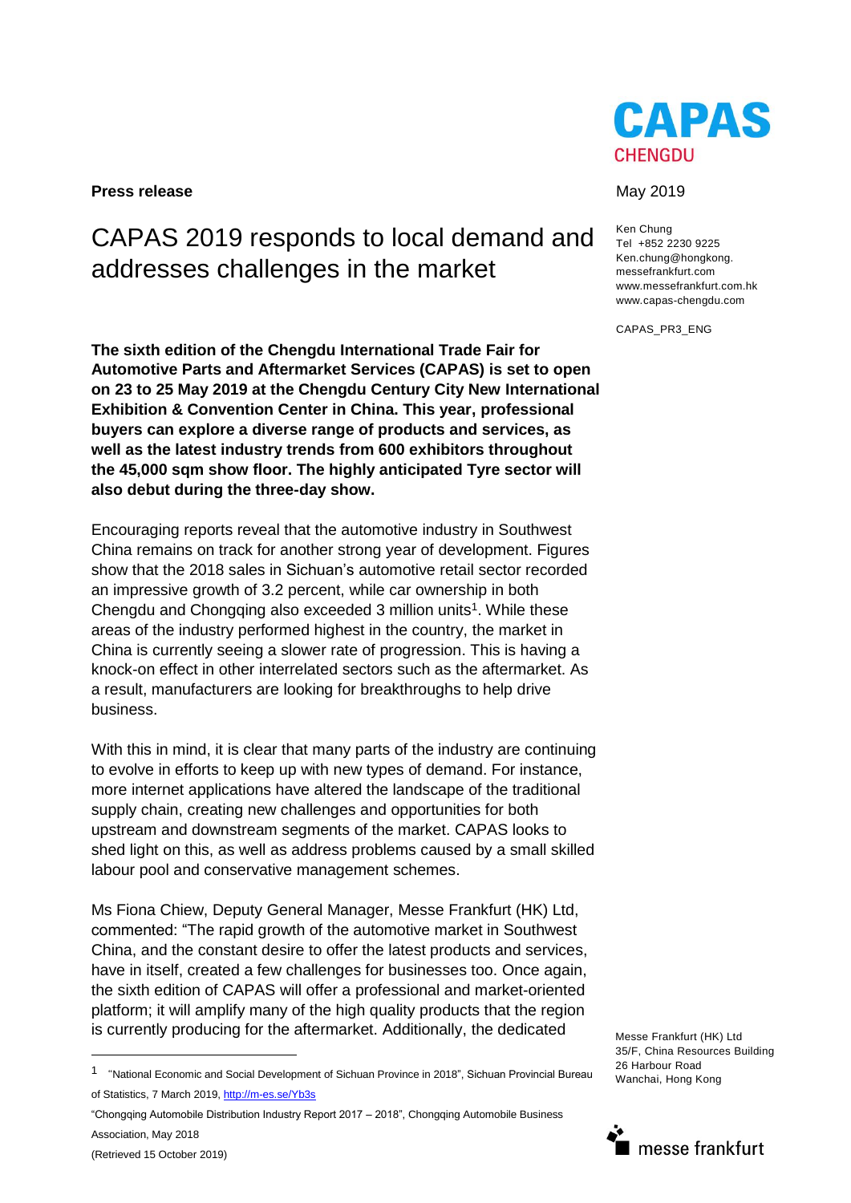**Press release**

# CAPAS 2019 responds to local demand and addresses challenges in the market

May 2019

Ken Chung
Tel +852 2230 9225
Ken.chung@hongkong.messefrankfurt.com
www.messefrankfurt.com.hk
www.capas-chengdu.com

CAPAS_PR3_ENG

**The sixth edition of the Chengdu International Trade Fair for Automotive Parts and Aftermarket Services (CAPAS) is set to open on 23 to 25 May 2019 at the Chengdu Century City New International Exhibition & Convention Center in China. This year, professional buyers can explore a diverse range of products and services, as well as the latest industry trends from 600 exhibitors throughout the 45,000 sqm show floor. The highly anticipated Tyre sector will also debut during the three-day show.**

Encouraging reports reveal that the automotive industry in Southwest China remains on track for another strong year of development. Figures show that the 2018 sales in Sichuan's automotive retail sector recorded an impressive growth of 3.2 percent, while car ownership in both Chengdu and Chongqing also exceeded 3 million units[1]. While these areas of the industry performed highest in the country, the market in China is currently seeing a slower rate of progression. This is having a knock-on effect in other interrelated sectors such as the aftermarket. As a result, manufacturers are looking for breakthroughs to help drive business.

With this in mind, it is clear that many parts of the industry are continuing to evolve in efforts to keep up with new types of demand. For instance, more internet applications have altered the landscape of the traditional supply chain, creating new challenges and opportunities for both upstream and downstream segments of the market. CAPAS looks to shed light on this, as well as address problems caused by a small skilled labour pool and conservative management schemes.

Ms Fiona Chiew, Deputy General Manager, Messe Frankfurt (HK) Ltd, commented: "The rapid growth of the automotive market in Southwest China, and the constant desire to offer the latest products and services, have in itself, created a few challenges for businesses too. Once again, the sixth edition of CAPAS will offer a professional and market-oriented platform; it will amplify many of the high quality products that the region is currently producing for the aftermarket. Additionally, the dedicated

Messe Frankfurt (HK) Ltd
35/F, China Resources Building
26 Harbour Road
Wanchai, Hong Kong

---

[1] "National Economic and Social Development of Sichuan Province in 2018", Sichuan Provincial Bureau of Statistics, 7 March 2019, http://m-es.se/Yb3s

"Chongqing Automobile Distribution Industry Report 2017 – 2018", Chongqing Automobile Business Association, May 2018

(Retrieved 15 October 2019)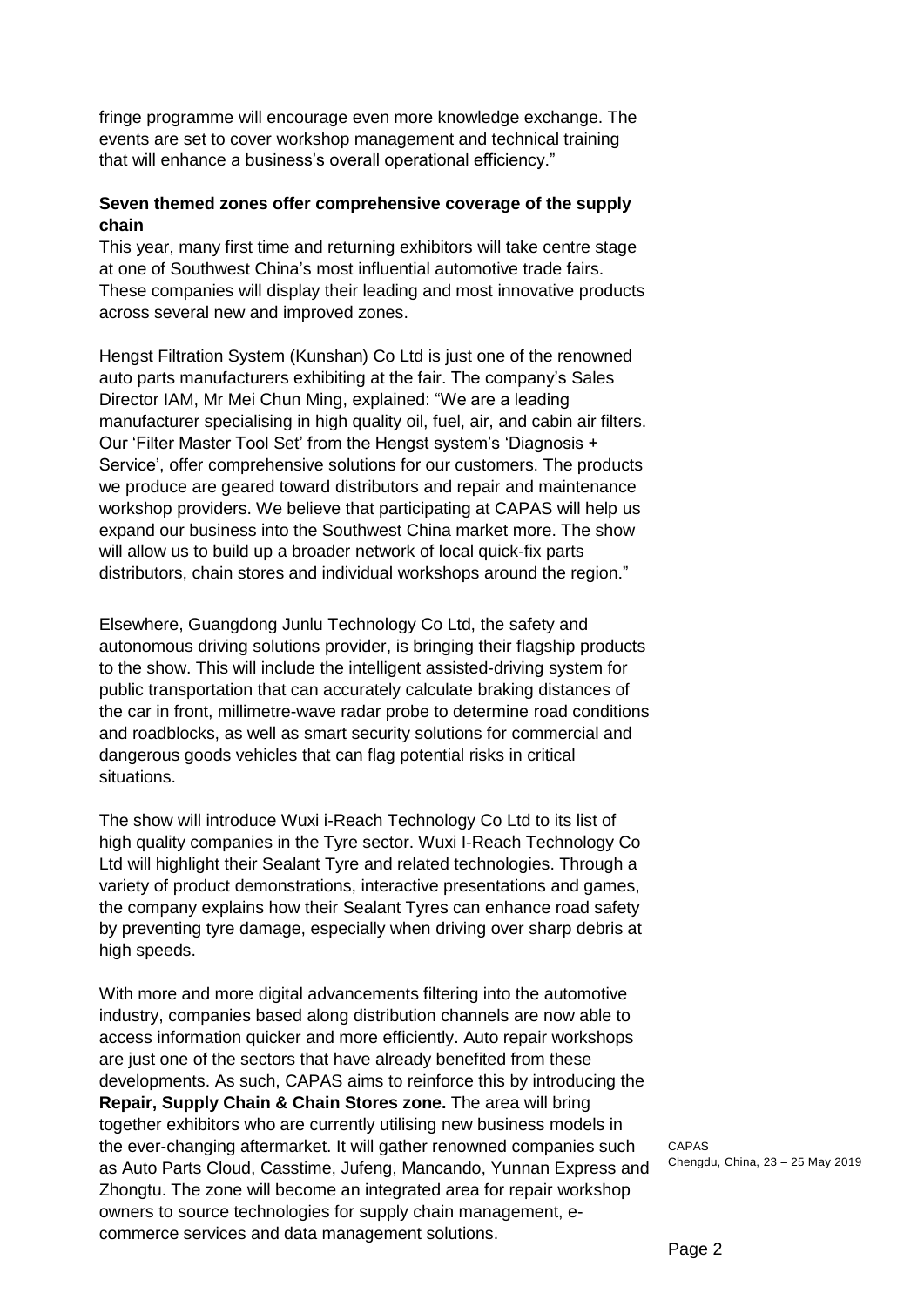fringe programme will encourage even more knowledge exchange. The events are set to cover workshop management and technical training that will enhance a business's overall operational efficiency."

**Seven themed zones offer comprehensive coverage of the supply chain**

This year, many first time and returning exhibitors will take centre stage at one of Southwest China's most influential automotive trade fairs. These companies will display their leading and most innovative products across several new and improved zones.

Hengst Filtration System (Kunshan) Co Ltd is just one of the renowned auto parts manufacturers exhibiting at the fair. The company's Sales Director IAM, Mr Mei Chun Ming, explained: "We are a leading manufacturer specialising in high quality oil, fuel, air, and cabin air filters. Our 'Filter Master Tool Set' from the Hengst system's 'Diagnosis + Service', offer comprehensive solutions for our customers. The products we produce are geared toward distributors and repair and maintenance workshop providers. We believe that participating at CAPAS will help us expand our business into the Southwest China market more. The show will allow us to build up a broader network of local quick-fix parts distributors, chain stores and individual workshops around the region."

Elsewhere, Guangdong Junlu Technology Co Ltd, the safety and autonomous driving solutions provider, is bringing their flagship products to the show. This will include the intelligent assisted-driving system for public transportation that can accurately calculate braking distances of the car in front, millimetre-wave radar probe to determine road conditions and roadblocks, as well as smart security solutions for commercial and dangerous goods vehicles that can flag potential risks in critical situations.

The show will introduce Wuxi i-Reach Technology Co Ltd to its list of high quality companies in the Tyre sector. Wuxi I-Reach Technology Co Ltd will highlight their Sealant Tyre and related technologies. Through a variety of product demonstrations, interactive presentations and games, the company explains how their Sealant Tyres can enhance road safety by preventing tyre damage, especially when driving over sharp debris at high speeds.

With more and more digital advancements filtering into the automotive industry, companies based along distribution channels are now able to access information quicker and more efficiently. Auto repair workshops are just one of the sectors that have already benefited from these developments. As such, CAPAS aims to reinforce this by introducing the **Repair, Supply Chain & Chain Stores zone.** The area will bring together exhibitors who are currently utilising new business models in the ever-changing aftermarket. It will gather renowned companies such as Auto Parts Cloud, Casstime, Jufeng, Mancando, Yunnan Express and Zhongtu. The zone will become an integrated area for repair workshop owners to source technologies for supply chain management, e-commerce services and data management solutions.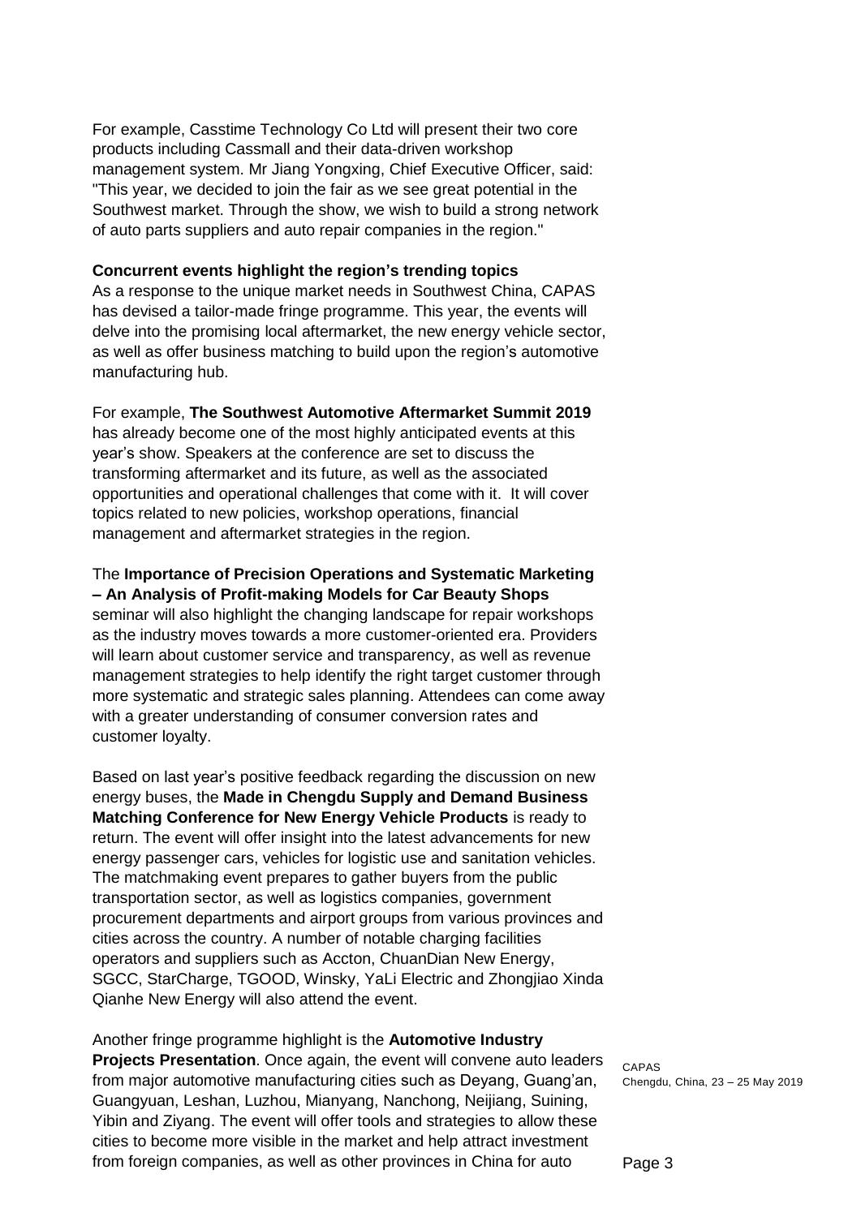For example, Casstime Technology Co Ltd will present their two core products including Cassmall and their data-driven workshop management system. Mr Jiang Yongxing, Chief Executive Officer, said: "This year, we decided to join the fair as we see great potential in the Southwest market. Through the show, we wish to build a strong network of auto parts suppliers and auto repair companies in the region."

**Concurrent events highlight the region's trending topics**

As a response to the unique market needs in Southwest China, CAPAS has devised a tailor-made fringe programme. This year, the events will delve into the promising local aftermarket, the new energy vehicle sector, as well as offer business matching to build upon the region's automotive manufacturing hub.

For example, **The Southwest Automotive Aftermarket Summit 2019** has already become one of the most highly anticipated events at this year's show. Speakers at the conference are set to discuss the transforming aftermarket and its future, as well as the associated opportunities and operational challenges that come with it. It will cover topics related to new policies, workshop operations, financial management and aftermarket strategies in the region.

The **Importance of Precision Operations and Systematic Marketing – An Analysis of Profit-making Models for Car Beauty Shops** seminar will also highlight the changing landscape for repair workshops as the industry moves towards a more customer-oriented era. Providers will learn about customer service and transparency, as well as revenue management strategies to help identify the right target customer through more systematic and strategic sales planning. Attendees can come away with a greater understanding of consumer conversion rates and customer loyalty.

Based on last year's positive feedback regarding the discussion on new energy buses, the **Made in Chengdu Supply and Demand Business Matching Conference for New Energy Vehicle Products** is ready to return. The event will offer insight into the latest advancements for new energy passenger cars, vehicles for logistic use and sanitation vehicles. The matchmaking event prepares to gather buyers from the public transportation sector, as well as logistics companies, government procurement departments and airport groups from various provinces and cities across the country. A number of notable charging facilities operators and suppliers such as Accton, ChuanDian New Energy, SGCC, StarCharge, TGOOD, Winsky, YaLi Electric and Zhongjiao Xinda Qianhe New Energy will also attend the event.

Another fringe programme highlight is the **Automotive Industry Projects Presentation**. Once again, the event will convene auto leaders from major automotive manufacturing cities such as Deyang, Guang'an, Guangyuan, Leshan, Luzhou, Mianyang, Nanchong, Neijiang, Suining, Yibin and Ziyang. The event will offer tools and strategies to allow these cities to become more visible in the market and help attract investment from foreign companies, as well as other provinces in China for auto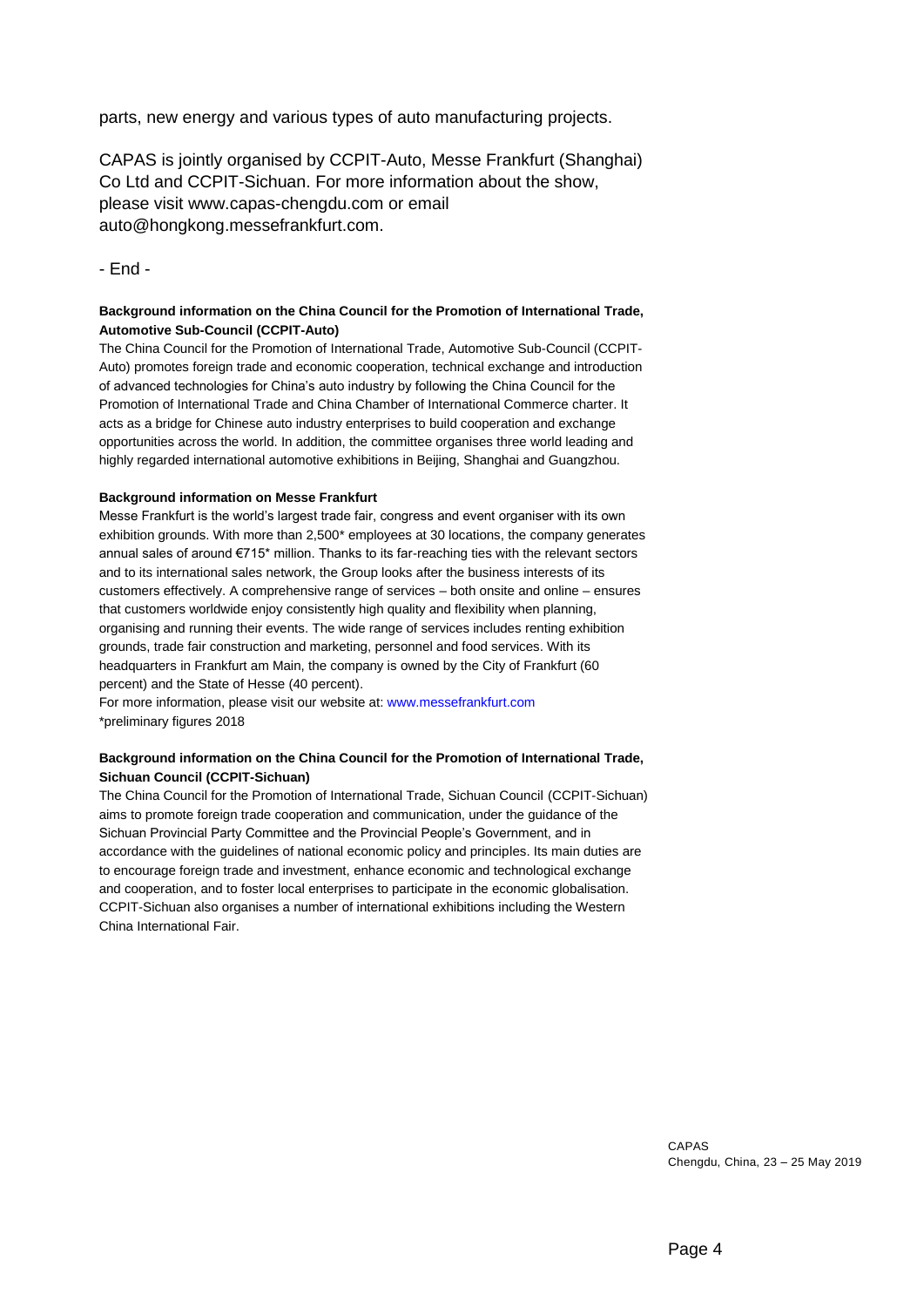parts, new energy and various types of auto manufacturing projects.

CAPAS is jointly organised by CCPIT-Auto, Messe Frankfurt (Shanghai) Co Ltd and CCPIT-Sichuan. For more information about the show, please visit www.capas-chengdu.com or email auto@hongkong.messefrankfurt.com.

- End -

**Background information on the China Council for the Promotion of International Trade, Automotive Sub-Council (CCPIT-Auto)**

The China Council for the Promotion of International Trade, Automotive Sub-Council (CCPIT-Auto) promotes foreign trade and economic cooperation, technical exchange and introduction of advanced technologies for China's auto industry by following the China Council for the Promotion of International Trade and China Chamber of International Commerce charter. It acts as a bridge for Chinese auto industry enterprises to build cooperation and exchange opportunities across the world. In addition, the committee organises three world leading and highly regarded international automotive exhibitions in Beijing, Shanghai and Guangzhou.

**Background information on Messe Frankfurt**

Messe Frankfurt is the world's largest trade fair, congress and event organiser with its own exhibition grounds. With more than 2,500* employees at 30 locations, the company generates annual sales of around €715* million. Thanks to its far-reaching ties with the relevant sectors and to its international sales network, the Group looks after the business interests of its customers effectively. A comprehensive range of services – both onsite and online – ensures that customers worldwide enjoy consistently high quality and flexibility when planning, organising and running their events. The wide range of services includes renting exhibition grounds, trade fair construction and marketing, personnel and food services. With its headquarters in Frankfurt am Main, the company is owned by the City of Frankfurt (60 percent) and the State of Hesse (40 percent).

For more information, please visit our website at: www.messefrankfurt.com

*preliminary figures 2018

**Background information on the China Council for the Promotion of International Trade, Sichuan Council (CCPIT-Sichuan)**

The China Council for the Promotion of International Trade, Sichuan Council (CCPIT-Sichuan) aims to promote foreign trade cooperation and communication, under the guidance of the Sichuan Provincial Party Committee and the Provincial People's Government, and in accordance with the guidelines of national economic policy and principles. Its main duties are to encourage foreign trade and investment, enhance economic and technological exchange and cooperation, and to foster local enterprises to participate in the economic globalisation. CCPIT-Sichuan also organises a number of international exhibitions including the Western China International Fair.